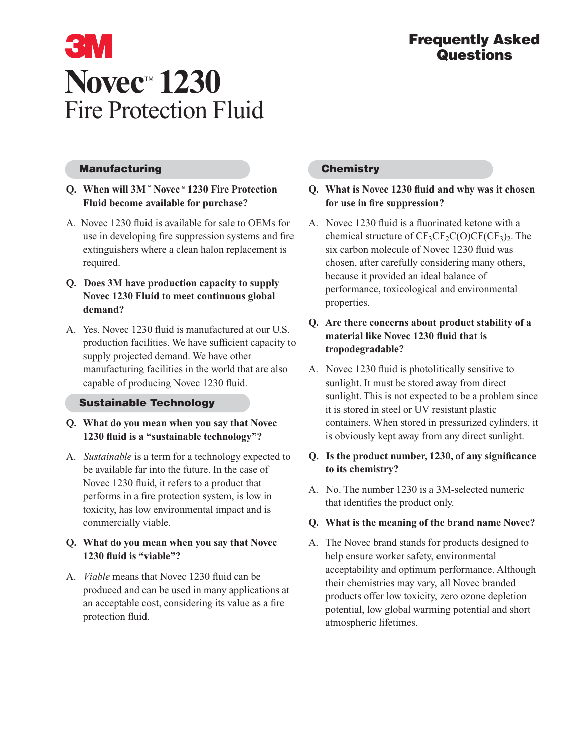# 3M

# Novec™ 1230 Fire Protection Fluid

## Frequently Asked Questions

## Manufacturing

**Q. When will 3M™ Novec™ 1230 Fire Protection Fluid become available for purchase?**

A. Novec 1230 fluid is available for sale to OEMs for use in developing fire suppression systems and fire extinguishers where a clean halon replacement is required.

**Q. Does 3M have production capacity to supply Novec 1230 Fluid to meet continuous global demand?**

A. Yes. Novec 1230 fluid is manufactured at our U.S. production facilities. We have sufficient capacity to supply projected demand. We have other manufacturing facilities in the world that are also capable of producing Novec 1230 fluid.

## Sustainable Technology

**Q. What do you mean when you say that Novec 1230 fluid is a "sustainable technology"?**

A. *Sustainable* is a term for a technology expected to be available far into the future. In the case of Novec 1230 fluid, it refers to a product that performs in a fire protection system, is low in toxicity, has low environmental impact and is commercially viable.

**Q. What do you mean when you say that Novec 1230 fluid is "viable"?**

A. *Viable* means that Novec 1230 fluid can be produced and can be used in many applications at an acceptable cost, considering its value as a fire protection fluid.

## Chemistry

**Q. What is Novec 1230 fluid and why was it chosen for use in fire suppression?**

A. Novec 1230 fluid is a fluorinated ketone with a chemical structure of $CF_3CF_2C(O)CF(CF_3)_2$. The six carbon molecule of Novec 1230 fluid was chosen, after carefully considering many others, because it provided an ideal balance of performance, toxicological and environmental properties.

**Q. Are there concerns about product stability of a material like Novec 1230 fluid that is tropodegradable?**

A. Novec 1230 fluid is photolitically sensitive to sunlight. It must be stored away from direct sunlight. This is not expected to be a problem since it is stored in steel or UV resistant plastic containers. When stored in pressurized cylinders, it is obviously kept away from any direct sunlight.

**Q. Is the product number, 1230, of any significance to its chemistry?**

A. No. The number 1230 is a 3M-selected numeric that identifies the product only.

**Q. What is the meaning of the brand name Novec?**

A. The Novec brand stands for products designed to help ensure worker safety, environmental acceptability and optimum performance. Although their chemistries may vary, all Novec branded products offer low toxicity, zero ozone depletion potential, low global warming potential and short atmospheric lifetimes.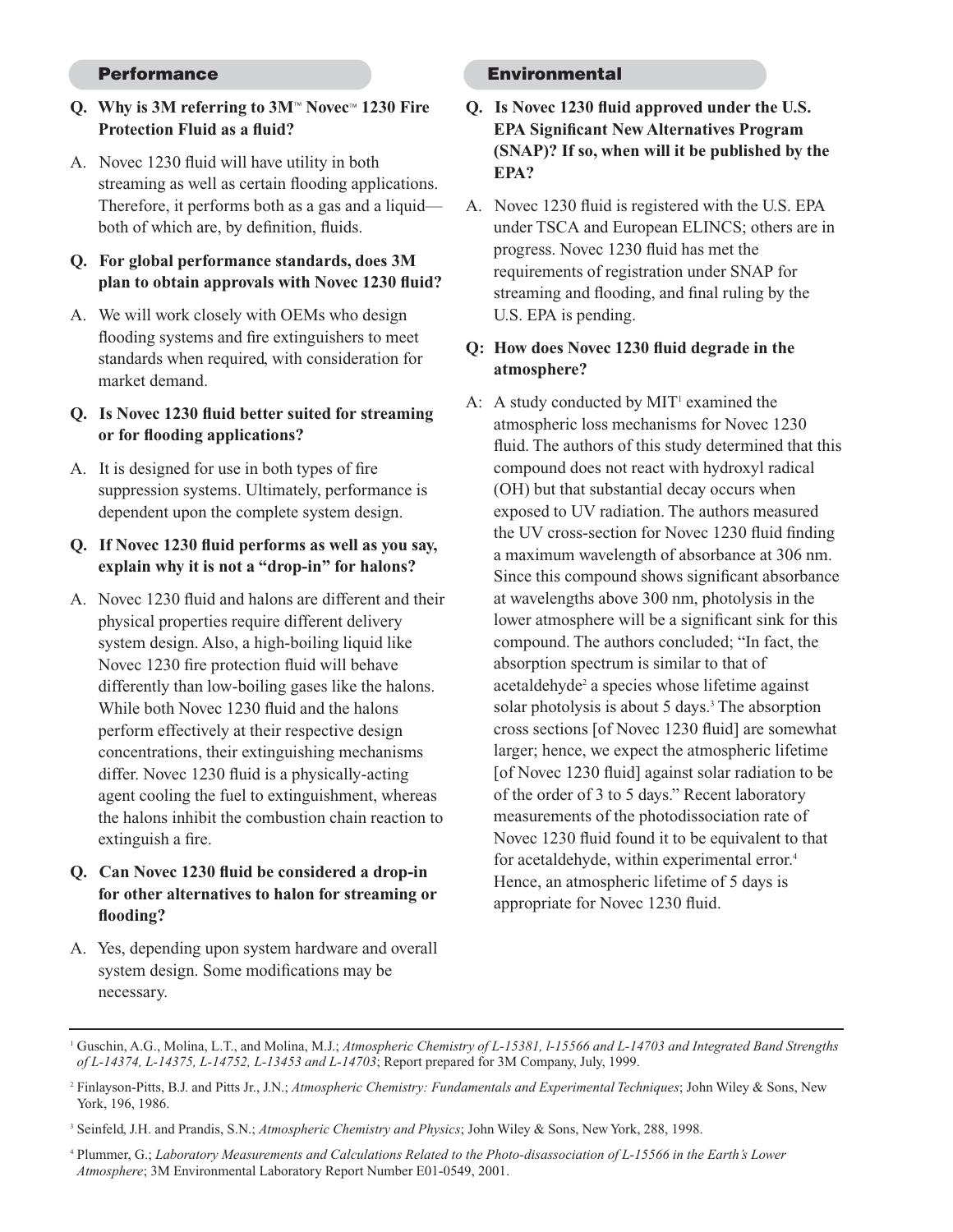## Performance

**Q. Why is 3M referring to 3M™ Novec™ 1230 Fire Protection Fluid as a fluid?**

A. Novec 1230 fluid will have utility in both streaming as well as certain flooding applications. Therefore, it performs both as a gas and a liquid—both of which are, by definition, fluids.

**Q. For global performance standards, does 3M plan to obtain approvals with Novec 1230 fluid?**

A. We will work closely with OEMs who design flooding systems and fire extinguishers to meet standards when required, with consideration for market demand.

**Q. Is Novec 1230 fluid better suited for streaming or for flooding applications?**

A. It is designed for use in both types of fire suppression systems. Ultimately, performance is dependent upon the complete system design.

**Q. If Novec 1230 fluid performs as well as you say, explain why it is not a "drop-in" for halons?**

A. Novec 1230 fluid and halons are different and their physical properties require different delivery system design. Also, a high-boiling liquid like Novec 1230 fire protection fluid will behave differently than low-boiling gases like the halons. While both Novec 1230 fluid and the halons perform effectively at their respective design concentrations, their extinguishing mechanisms differ. Novec 1230 fluid is a physically-acting agent cooling the fuel to extinguishment, whereas the halons inhibit the combustion chain reaction to extinguish a fire.

**Q. Can Novec 1230 fluid be considered a drop-in for other alternatives to halon for streaming or flooding?**

A. Yes, depending upon system hardware and overall system design. Some modifications may be necessary.

## Environmental

**Q. Is Novec 1230 fluid approved under the U.S. EPA Significant New Alternatives Program (SNAP)? If so, when will it be published by the EPA?**

A. Novec 1230 fluid is registered with the U.S. EPA under TSCA and European ELINCS; others are in progress. Novec 1230 fluid has met the requirements of registration under SNAP for streaming and flooding, and final ruling by the U.S. EPA is pending.

**Q: How does Novec 1230 fluid degrade in the atmosphere?**

A: A study conducted by MIT[1] examined the atmospheric loss mechanisms for Novec 1230 fluid. The authors of this study determined that this compound does not react with hydroxyl radical (OH) but that substantial decay occurs when exposed to UV radiation. The authors measured the UV cross-section for Novec 1230 fluid finding a maximum wavelength of absorbance at 306 nm. Since this compound shows significant absorbance at wavelengths above 300 nm, photolysis in the lower atmosphere will be a significant sink for this compound. The authors concluded; "In fact, the absorption spectrum is similar to that of acetaldehyde[2] a species whose lifetime against solar photolysis is about 5 days.[3] The absorption cross sections [of Novec 1230 fluid] are somewhat larger; hence, we expect the atmospheric lifetime [of Novec 1230 fluid] against solar radiation to be of the order of 3 to 5 days." Recent laboratory measurements of the photodissociation rate of Novec 1230 fluid found it to be equivalent to that for acetaldehyde, within experimental error.[4] Hence, an atmospheric lifetime of 5 days is appropriate for Novec 1230 fluid.

---

[1] Guschin, A.G., Molina, L.T., and Molina, M.J.; *Atmospheric Chemistry of L-15381, l-15566 and L-14703 and Integrated Band Strengths of L-14374, L-14375, L-14752, L-13453 and L-14703*; Report prepared for 3M Company, July, 1999.

[2] Finlayson-Pitts, B.J. and Pitts Jr., J.N.; *Atmospheric Chemistry: Fundamentals and Experimental Techniques*; John Wiley & Sons, New York, 196, 1986.

[3] Seinfeld, J.H. and Prandis, S.N.; *Atmospheric Chemistry and Physics*; John Wiley & Sons, New York, 288, 1998.

[4] Plummer, G.; *Laboratory Measurements and Calculations Related to the Photo-disassociation of L-15566 in the Earth's Lower Atmosphere*; 3M Environmental Laboratory Report Number E01-0549, 2001.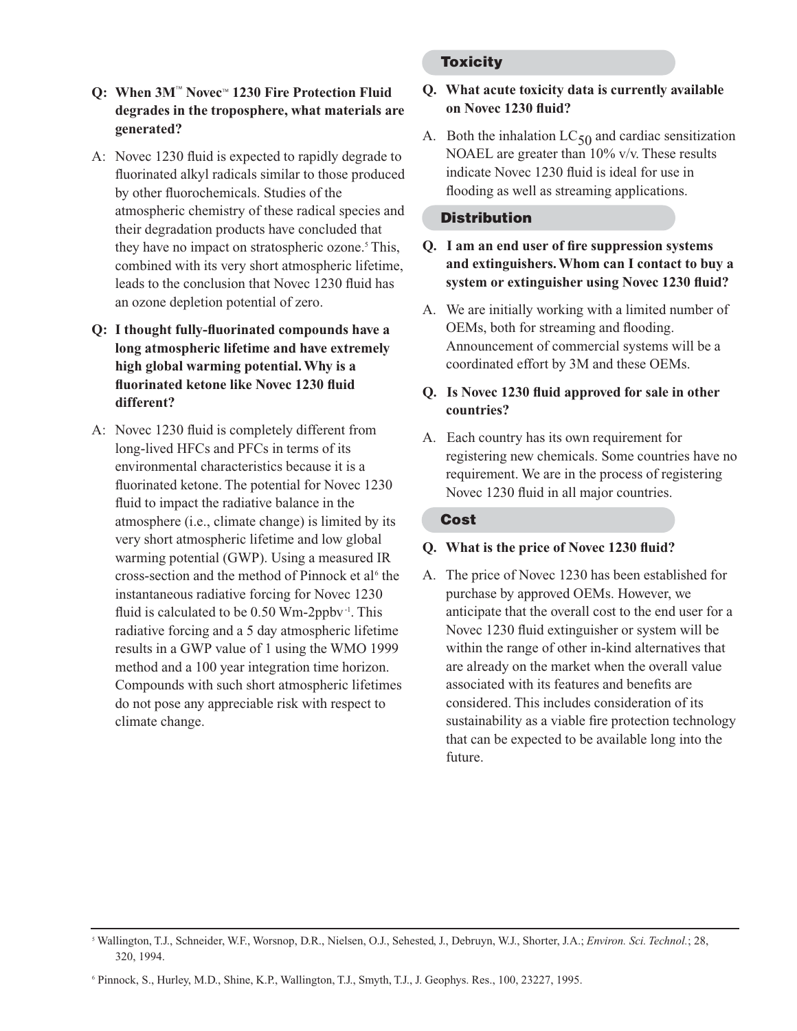**Q: When 3M™ Novec™ 1230 Fire Protection Fluid degrades in the troposphere, what materials are generated?**

A: Novec 1230 fluid is expected to rapidly degrade to fluorinated alkyl radicals similar to those produced by other fluorochemicals. Studies of the atmospheric chemistry of these radical species and their degradation products have concluded that they have no impact on stratospheric ozone.[5] This, combined with its very short atmospheric lifetime, leads to the conclusion that Novec 1230 fluid has an ozone depletion potential of zero.

**Q: I thought fully-fluorinated compounds have a long atmospheric lifetime and have extremely high global warming potential. Why is a fluorinated ketone like Novec 1230 fluid different?**

A: Novec 1230 fluid is completely different from long-lived HFCs and PFCs in terms of its environmental characteristics because it is a fluorinated ketone. The potential for Novec 1230 fluid to impact the radiative balance in the atmosphere (i.e., climate change) is limited by its very short atmospheric lifetime and low global warming potential (GWP). Using a measured IR cross-section and the method of Pinnock et al[6] the instantaneous radiative forcing for Novec 1230 fluid is calculated to be 0.50 $Wm^{-2}ppbv^{-1}$. This radiative forcing and a 5 day atmospheric lifetime results in a GWP value of 1 using the WMO 1999 method and a 100 year integration time horizon. Compounds with such short atmospheric lifetimes do not pose any appreciable risk with respect to climate change.

## Toxicity

**Q. What acute toxicity data is currently available on Novec 1230 fluid?**

A. Both the inhalation $LC_{50}$ and cardiac sensitization NOAEL are greater than 10% v/v. These results indicate Novec 1230 fluid is ideal for use in flooding as well as streaming applications.

## Distribution

**Q. I am an end user of fire suppression systems and extinguishers. Whom can I contact to buy a system or extinguisher using Novec 1230 fluid?**

A. We are initially working with a limited number of OEMs, both for streaming and flooding. Announcement of commercial systems will be a coordinated effort by 3M and these OEMs.

**Q. Is Novec 1230 fluid approved for sale in other countries?**

A. Each country has its own requirement for registering new chemicals. Some countries have no requirement. We are in the process of registering Novec 1230 fluid in all major countries.

## Cost

**Q. What is the price of Novec 1230 fluid?**

A. The price of Novec 1230 has been established for purchase by approved OEMs. However, we anticipate that the overall cost to the end user for a Novec 1230 fluid extinguisher or system will be within the range of other in-kind alternatives that are already on the market when the overall value associated with its features and benefits are considered. This includes consideration of its sustainability as a viable fire protection technology that can be expected to be available long into the future.

---

[5] Wallington, T.J., Schneider, W.F., Worsnop, D.R., Nielsen, O.J., Sehested, J., Debruyn, W.J., Shorter, J.A.; *Environ. Sci. Technol.*; 28, 320, 1994.

[6] Pinnock, S., Hurley, M.D., Shine, K.P., Wallington, T.J., Smyth, T.J., J. Geophys. Res., 100, 23227, 1995.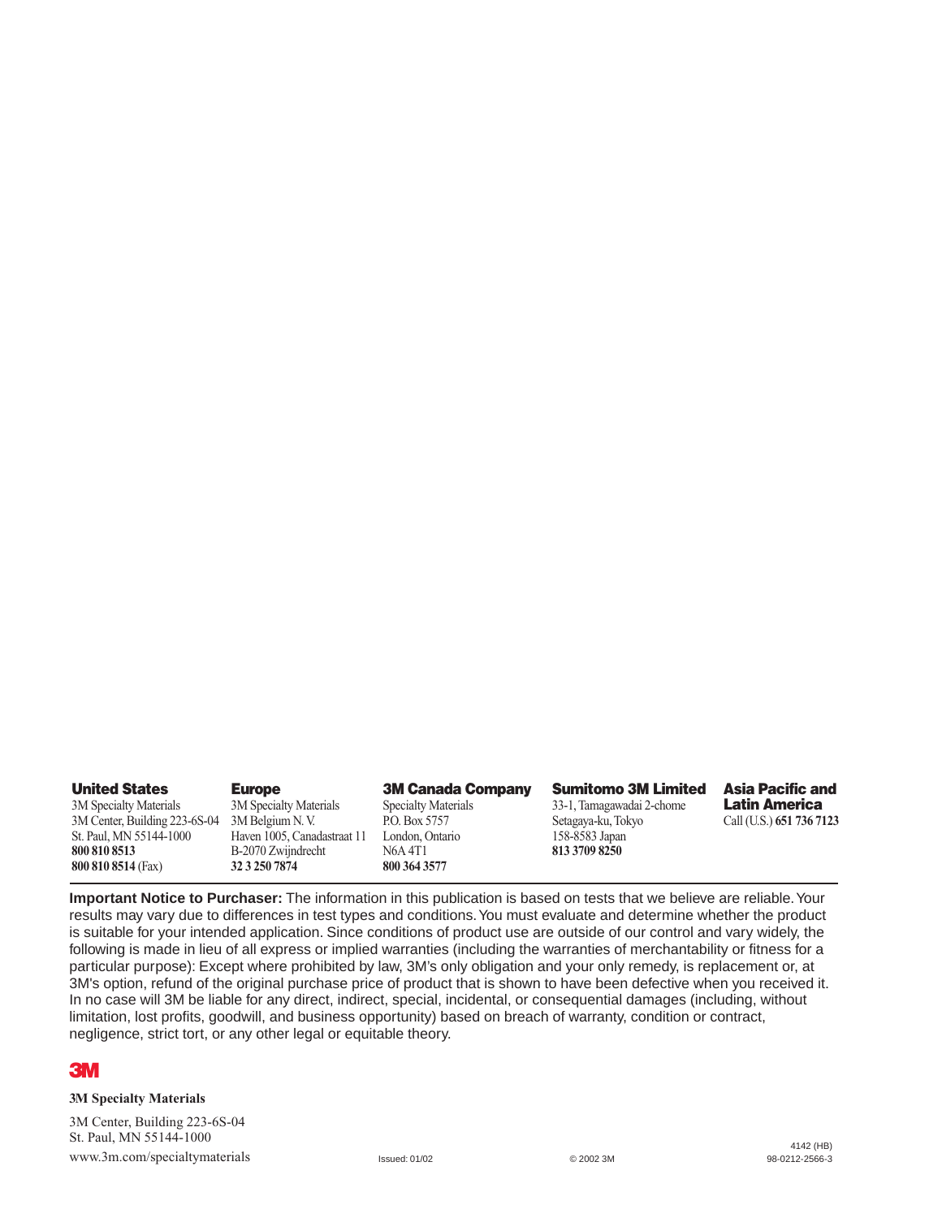**United States**
3M Specialty Materials
3M Center, Building 223-6S-04
St. Paul, MN 55144-1000
**800 810 8513**
**800 810 8514** (Fax)

**Europe**
3M Specialty Materials
3M Belgium N. V.
Haven 1005, Canadastraat 11
B-2070 Zwijndrecht
**32 3 250 7874**

**3M Canada Company**
Specialty Materials
P.O. Box 5757
London, Ontario
N6A 4T1
**800 364 3577**

**Sumitomo 3M Limited**
33-1, Tamagawadai 2-chome
Setagaya-ku, Tokyo
158-8583 Japan
**813 3709 8250**

**Asia Pacific and Latin America**
Call (U.S.) **651 736 7123**

---

**Important Notice to Purchaser:** The information in this publication is based on tests that we believe are reliable. Your results may vary due to differences in test types and conditions. You must evaluate and determine whether the product is suitable for your intended application. Since conditions of product use are outside of our control and vary widely, the following is made in lieu of all express or implied warranties (including the warranties of merchantability or fitness for a particular purpose): Except where prohibited by law, 3M's only obligation and your only remedy, is replacement or, at 3M's option, refund of the original purchase price of product that is shown to have been defective when you received it. In no case will 3M be liable for any direct, indirect, special, incidental, or consequential damages (including, without limitation, lost profits, goodwill, and business opportunity) based on breach of warranty, condition or contract, negligence, strict tort, or any other legal or equitable theory.

**3M**

**3M Specialty Materials**

3M Center, Building 223-6S-04
St. Paul, MN 55144-1000
www.3m.com/specialtymaterials

Issued: 01/02

© 2002 3M

4142 (HB)
98-0212-2566-3